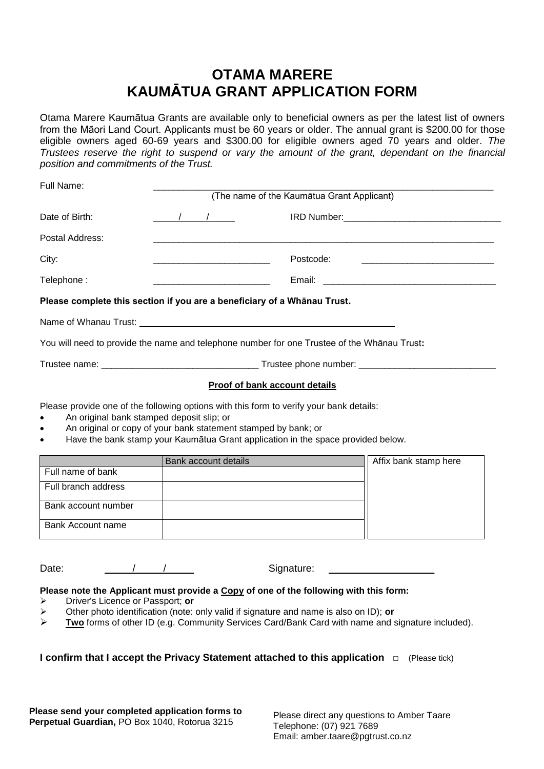# OTAMA MARERE
# KAUMĀTUA GRANT APPLICATION FORM

Otama Marere Kaumātua Grants are available only to beneficial owners as per the latest list of owners from the Māori Land Court. Applicants must be 60 years or older. The annual grant is $200.00 for those eligible owners aged 60-69 years and $300.00 for eligible owners aged 70 years and older. *The Trustees reserve the right to suspend or vary the amount of the grant, dependant on the financial position and commitments of the Trust.*

Full Name: ____________________________________________
(The name of the Kaumātua Grant Applicant)

Date of Birth: ____/____/____ IRD Number: ______________________________

Postal Address: ____________________________________________

City: ______________________ Postcode: ______________________

Telephone : ______________________ Email: ______________________

**Please complete this section if you are a beneficiary of a Whānau Trust.**

Name of Whanau Trust: ____________________________________________

You will need to provide the name and telephone number for one Trustee of the Whānau Trust**:**

Trustee name: ______________________________ Trustee phone number: ______________________________

**Proof of bank account details**

Please provide one of the following options with this form to verify your bank details:

- An original bank stamped deposit slip; or
- An original or copy of your bank statement stamped by bank; or
- Have the bank stamp your Kaumātua Grant application in the space provided below.

| | Bank account details | Affix bank stamp here |
|---|---|---|
| Full name of bank | | |
| Full branch address | | |
| Bank account number | | |
| Bank Account name | | |

Date: ____/____/____ Signature: ______________________

**Please note the Applicant must provide a Copy of one of the following with this form:**

- Driver's Licence or Passport; **or**
- Other photo identification (note: only valid if signature and name is also on ID); **or**
- **Two** forms of other ID (e.g. Community Services Card/Bank Card with name and signature included).

**I confirm that I accept the Privacy Statement attached to this application** □ (Please tick)

**Please send your completed application forms to Perpetual Guardian,** PO Box 1040, Rotorua 3215

Please direct any questions to Amber Taare
Telephone: (07) 921 7689
Email: amber.taare@pgtrust.co.nz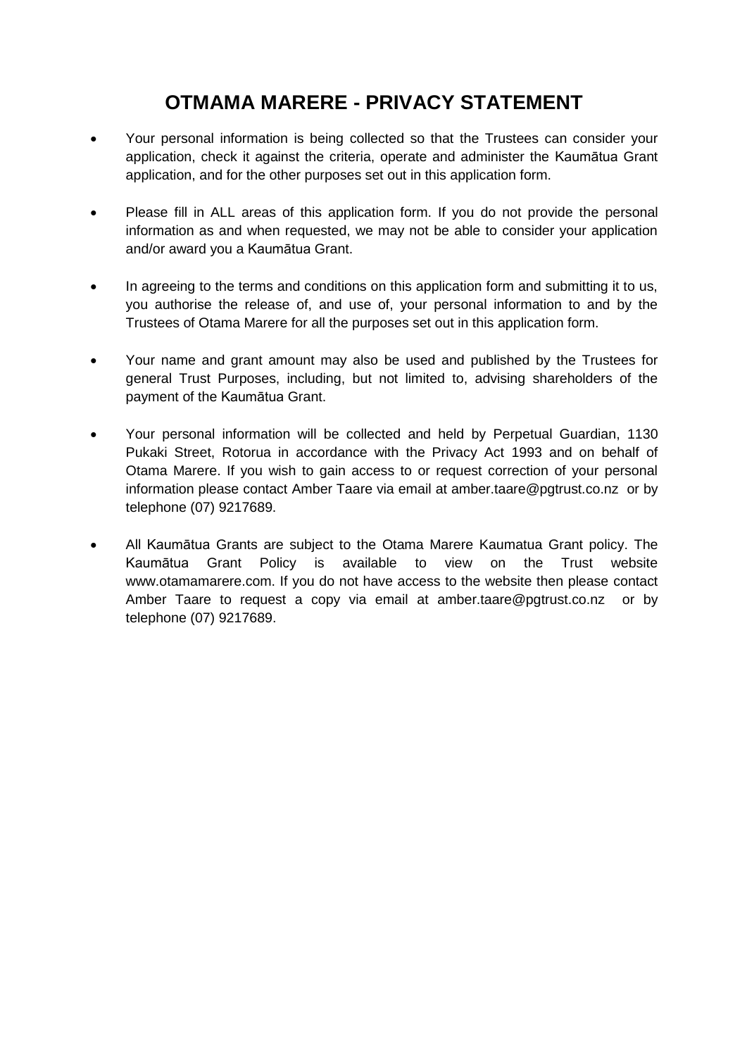# OTMAMA MARERE - PRIVACY STATEMENT

- Your personal information is being collected so that the Trustees can consider your application, check it against the criteria, operate and administer the Kaumātua Grant application, and for the other purposes set out in this application form.

- Please fill in ALL areas of this application form. If you do not provide the personal information as and when requested, we may not be able to consider your application and/or award you a Kaumātua Grant.

- In agreeing to the terms and conditions on this application form and submitting it to us, you authorise the release of, and use of, your personal information to and by the Trustees of Otama Marere for all the purposes set out in this application form.

- Your name and grant amount may also be used and published by the Trustees for general Trust Purposes, including, but not limited to, advising shareholders of the payment of the Kaumātua Grant.

- Your personal information will be collected and held by Perpetual Guardian, 1130 Pukaki Street, Rotorua in accordance with the Privacy Act 1993 and on behalf of Otama Marere. If you wish to gain access to or request correction of your personal information please contact Amber Taare via email at amber.taare@pgtrust.co.nz or by telephone (07) 9217689.

- All Kaumātua Grants are subject to the Otama Marere Kaumatua Grant policy. The Kaumātua Grant Policy is available to view on the Trust website www.otamamarere.com. If you do not have access to the website then please contact Amber Taare to request a copy via email at amber.taare@pgtrust.co.nz or by telephone (07) 9217689.